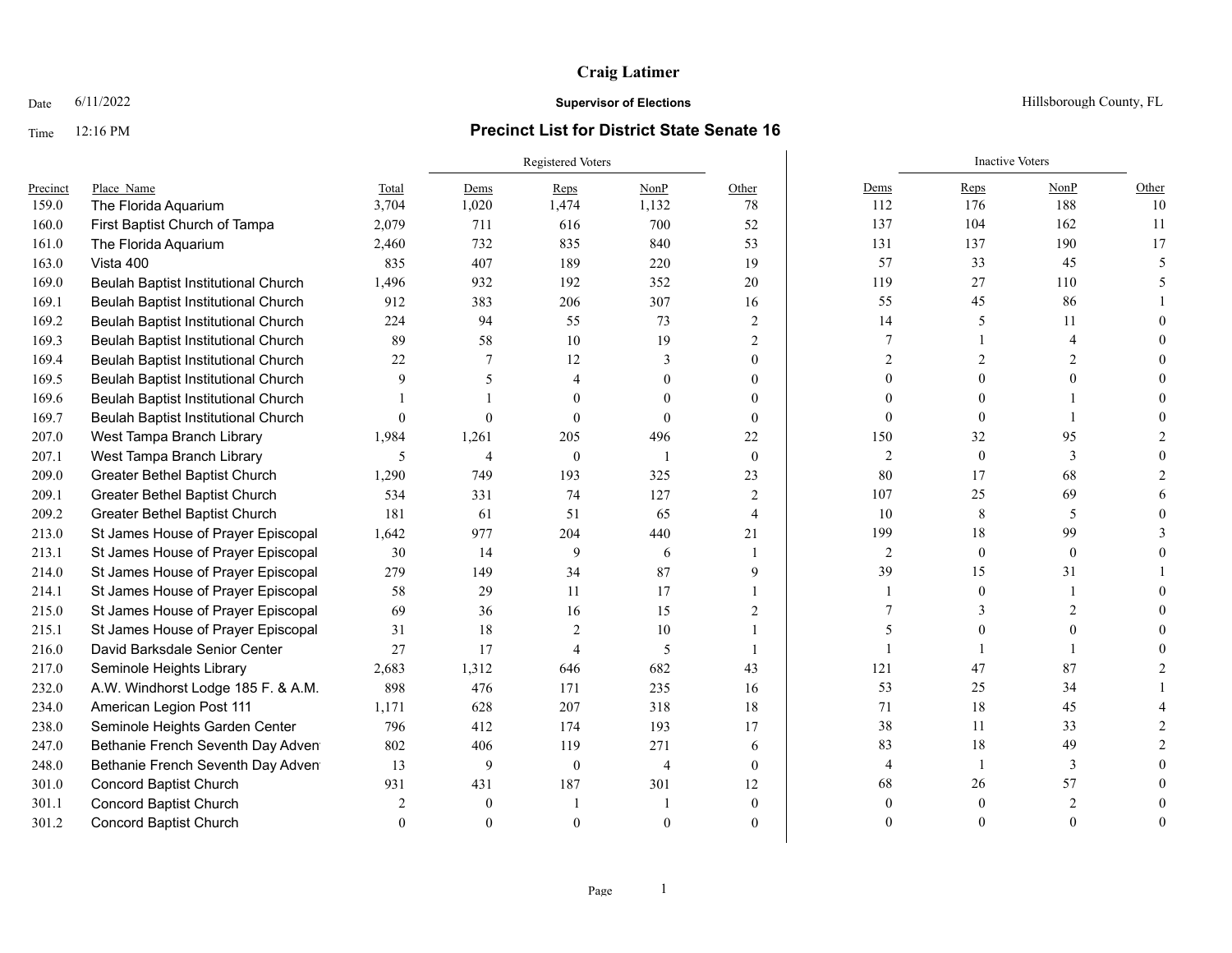# Craig Latimer

**Supervisor of Elections**

Hillsborough County, FL

Date 6/11/2022

Time 12:16 PM

## Precinct List for District State Senate 16

| Precinct | Place_Name | Total | Registered Voters | | | | Inactive Voters | | | |
|---|---|---|---|---|---|---|---|---|---|---|
| | | | Dems | Reps | NonP | Other | Dems | Reps | NonP | Other |
| 159.0 | The Florida Aquarium | 3,704 | 1,020 | 1,474 | 1,132 | 78 | 112 | 176 | 188 | 10 |
| 160.0 | First Baptist Church of Tampa | 2,079 | 711 | 616 | 700 | 52 | 137 | 104 | 162 | 11 |
| 161.0 | The Florida Aquarium | 2,460 | 732 | 835 | 840 | 53 | 131 | 137 | 190 | 17 |
| 163.0 | Vista 400 | 835 | 407 | 189 | 220 | 19 | 57 | 33 | 45 | 5 |
| 169.0 | Beulah Baptist Institutional Church | 1,496 | 932 | 192 | 352 | 20 | 119 | 27 | 110 | 5 |
| 169.1 | Beulah Baptist Institutional Church | 912 | 383 | 206 | 307 | 16 | 55 | 45 | 86 | 1 |
| 169.2 | Beulah Baptist Institutional Church | 224 | 94 | 55 | 73 | 2 | 14 | 5 | 11 | 0 |
| 169.3 | Beulah Baptist Institutional Church | 89 | 58 | 10 | 19 | 2 | 7 | 1 | 4 | 0 |
| 169.4 | Beulah Baptist Institutional Church | 22 | 7 | 12 | 3 | 0 | 2 | 2 | 2 | 0 |
| 169.5 | Beulah Baptist Institutional Church | 9 | 5 | 4 | 0 | 0 | 0 | 0 | 0 | 0 |
| 169.6 | Beulah Baptist Institutional Church | 1 | 1 | 0 | 0 | 0 | 0 | 0 | 1 | 0 |
| 169.7 | Beulah Baptist Institutional Church | 0 | 0 | 0 | 0 | 0 | 0 | 0 | 1 | 0 |
| 207.0 | West Tampa Branch Library | 1,984 | 1,261 | 205 | 496 | 22 | 150 | 32 | 95 | 2 |
| 207.1 | West Tampa Branch Library | 5 | 4 | 0 | 1 | 0 | 2 | 0 | 3 | 0 |
| 209.0 | Greater Bethel Baptist Church | 1,290 | 749 | 193 | 325 | 23 | 80 | 17 | 68 | 2 |
| 209.1 | Greater Bethel Baptist Church | 534 | 331 | 74 | 127 | 2 | 107 | 25 | 69 | 6 |
| 209.2 | Greater Bethel Baptist Church | 181 | 61 | 51 | 65 | 4 | 10 | 8 | 5 | 0 |
| 213.0 | St James House of Prayer Episcopal | 1,642 | 977 | 204 | 440 | 21 | 199 | 18 | 99 | 3 |
| 213.1 | St James House of Prayer Episcopal | 30 | 14 | 9 | 6 | 1 | 2 | 0 | 0 | 0 |
| 214.0 | St James House of Prayer Episcopal | 279 | 149 | 34 | 87 | 9 | 39 | 15 | 31 | 1 |
| 214.1 | St James House of Prayer Episcopal | 58 | 29 | 11 | 17 | 1 | 1 | 0 | 1 | 0 |
| 215.0 | St James House of Prayer Episcopal | 69 | 36 | 16 | 15 | 2 | 7 | 3 | 2 | 0 |
| 215.1 | St James House of Prayer Episcopal | 31 | 18 | 2 | 10 | 1 | 5 | 0 | 0 | 0 |
| 216.0 | David Barksdale Senior Center | 27 | 17 | 4 | 5 | 1 | 1 | 1 | 1 | 0 |
| 217.0 | Seminole Heights Library | 2,683 | 1,312 | 646 | 682 | 43 | 121 | 47 | 87 | 2 |
| 232.0 | A.W. Windhorst Lodge 185 F. & A.M. | 898 | 476 | 171 | 235 | 16 | 53 | 25 | 34 | 1 |
| 234.0 | American Legion Post 111 | 1,171 | 628 | 207 | 318 | 18 | 71 | 18 | 45 | 4 |
| 238.0 | Seminole Heights Garden Center | 796 | 412 | 174 | 193 | 17 | 38 | 11 | 33 | 2 |
| 247.0 | Bethanie French Seventh Day Adven | 802 | 406 | 119 | 271 | 6 | 83 | 18 | 49 | 2 |
| 248.0 | Bethanie French Seventh Day Adven | 13 | 9 | 0 | 4 | 0 | 4 | 1 | 3 | 0 |
| 301.0 | Concord Baptist Church | 931 | 431 | 187 | 301 | 12 | 68 | 26 | 57 | 0 |
| 301.1 | Concord Baptist Church | 2 | 0 | 1 | 1 | 0 | 0 | 0 | 2 | 0 |
| 301.2 | Concord Baptist Church | 0 | 0 | 0 | 0 | 0 | 0 | 0 | 0 | 0 |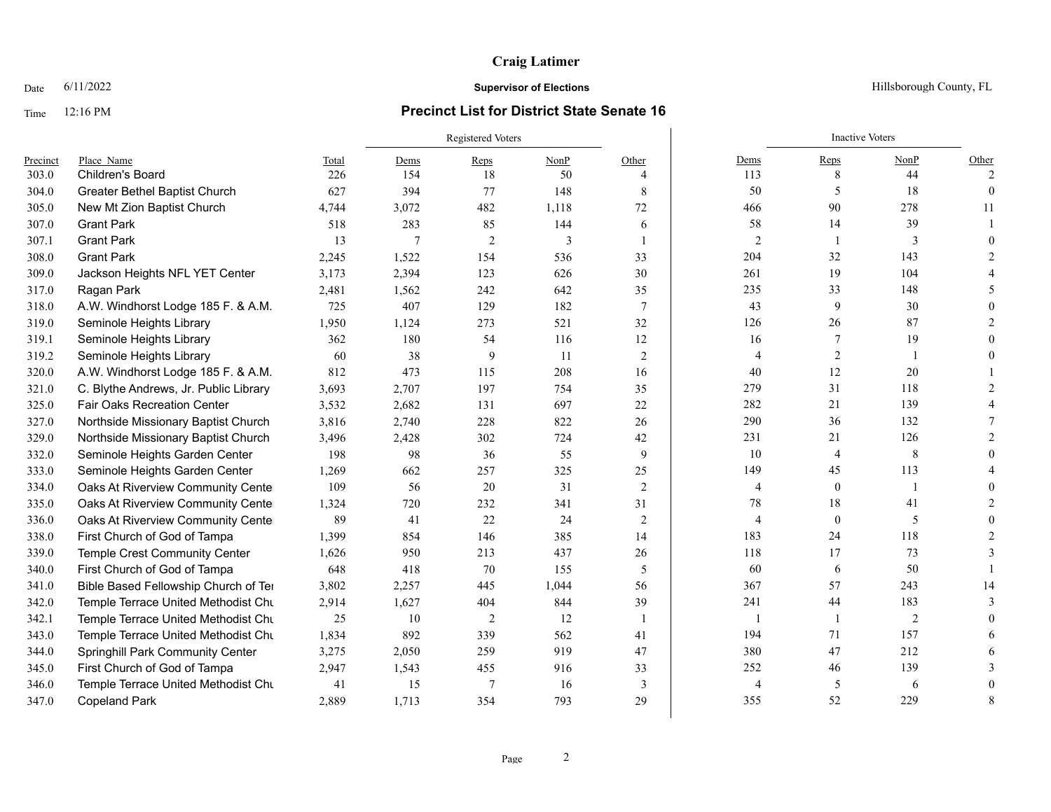**Craig Latimer**

Date 6/11/2022 **Supervisor of Elections** Hillsborough County, FL

Time 12:16 PM **Precinct List for District State Senate 16**

| | | | Registered Voters | | | | Inactive Voters | | | |
|---|---|---|---|---|---|---|---|---|---|---|
| Precinct | Place_Name | Total | Dems | Reps | NonP | Other | Dems | Reps | NonP | Other |
| 303.0 | Children's Board | 226 | 154 | 18 | 50 | 4 | 113 | 8 | 44 | 2 |
| 304.0 | Greater Bethel Baptist Church | 627 | 394 | 77 | 148 | 8 | 50 | 5 | 18 | 0 |
| 305.0 | New Mt Zion Baptist Church | 4,744 | 3,072 | 482 | 1,118 | 72 | 466 | 90 | 278 | 11 |
| 307.0 | Grant Park | 518 | 283 | 85 | 144 | 6 | 58 | 14 | 39 | 1 |
| 307.1 | Grant Park | 13 | 7 | 2 | 3 | 1 | 2 | 1 | 3 | 0 |
| 308.0 | Grant Park | 2,245 | 1,522 | 154 | 536 | 33 | 204 | 32 | 143 | 2 |
| 309.0 | Jackson Heights NFL YET Center | 3,173 | 2,394 | 123 | 626 | 30 | 261 | 19 | 104 | 4 |
| 317.0 | Ragan Park | 2,481 | 1,562 | 242 | 642 | 35 | 235 | 33 | 148 | 5 |
| 318.0 | A.W. Windhorst Lodge 185 F. & A.M. | 725 | 407 | 129 | 182 | 7 | 43 | 9 | 30 | 0 |
| 319.0 | Seminole Heights Library | 1,950 | 1,124 | 273 | 521 | 32 | 126 | 26 | 87 | 2 |
| 319.1 | Seminole Heights Library | 362 | 180 | 54 | 116 | 12 | 16 | 7 | 19 | 0 |
| 319.2 | Seminole Heights Library | 60 | 38 | 9 | 11 | 2 | 4 | 2 | 1 | 0 |
| 320.0 | A.W. Windhorst Lodge 185 F. & A.M. | 812 | 473 | 115 | 208 | 16 | 40 | 12 | 20 | 1 |
| 321.0 | C. Blythe Andrews, Jr. Public Library | 3,693 | 2,707 | 197 | 754 | 35 | 279 | 31 | 118 | 2 |
| 325.0 | Fair Oaks Recreation Center | 3,532 | 2,682 | 131 | 697 | 22 | 282 | 21 | 139 | 4 |
| 327.0 | Northside Missionary Baptist Church | 3,816 | 2,740 | 228 | 822 | 26 | 290 | 36 | 132 | 7 |
| 329.0 | Northside Missionary Baptist Church | 3,496 | 2,428 | 302 | 724 | 42 | 231 | 21 | 126 | 2 |
| 332.0 | Seminole Heights Garden Center | 198 | 98 | 36 | 55 | 9 | 10 | 4 | 8 | 0 |
| 333.0 | Seminole Heights Garden Center | 1,269 | 662 | 257 | 325 | 25 | 149 | 45 | 113 | 4 |
| 334.0 | Oaks At Riverview Community Cente | 109 | 56 | 20 | 31 | 2 | 4 | 0 | 1 | 0 |
| 335.0 | Oaks At Riverview Community Cente | 1,324 | 720 | 232 | 341 | 31 | 78 | 18 | 41 | 2 |
| 336.0 | Oaks At Riverview Community Cente | 89 | 41 | 22 | 24 | 2 | 4 | 0 | 5 | 0 |
| 338.0 | First Church of God of Tampa | 1,399 | 854 | 146 | 385 | 14 | 183 | 24 | 118 | 2 |
| 339.0 | Temple Crest Community Center | 1,626 | 950 | 213 | 437 | 26 | 118 | 17 | 73 | 3 |
| 340.0 | First Church of God of Tampa | 648 | 418 | 70 | 155 | 5 | 60 | 6 | 50 | 1 |
| 341.0 | Bible Based Fellowship Church of Ter | 3,802 | 2,257 | 445 | 1,044 | 56 | 367 | 57 | 243 | 14 |
| 342.0 | Temple Terrace United Methodist Chu | 2,914 | 1,627 | 404 | 844 | 39 | 241 | 44 | 183 | 3 |
| 342.1 | Temple Terrace United Methodist Chu | 25 | 10 | 2 | 12 | 1 | 1 | 1 | 2 | 0 |
| 343.0 | Temple Terrace United Methodist Chu | 1,834 | 892 | 339 | 562 | 41 | 194 | 71 | 157 | 6 |
| 344.0 | Springhill Park Community Center | 3,275 | 2,050 | 259 | 919 | 47 | 380 | 47 | 212 | 6 |
| 345.0 | First Church of God of Tampa | 2,947 | 1,543 | 455 | 916 | 33 | 252 | 46 | 139 | 3 |
| 346.0 | Temple Terrace United Methodist Chu | 41 | 15 | 7 | 16 | 3 | 4 | 5 | 6 | 0 |
| 347.0 | Copeland Park | 2,889 | 1,713 | 354 | 793 | 29 | 355 | 52 | 229 | 8 |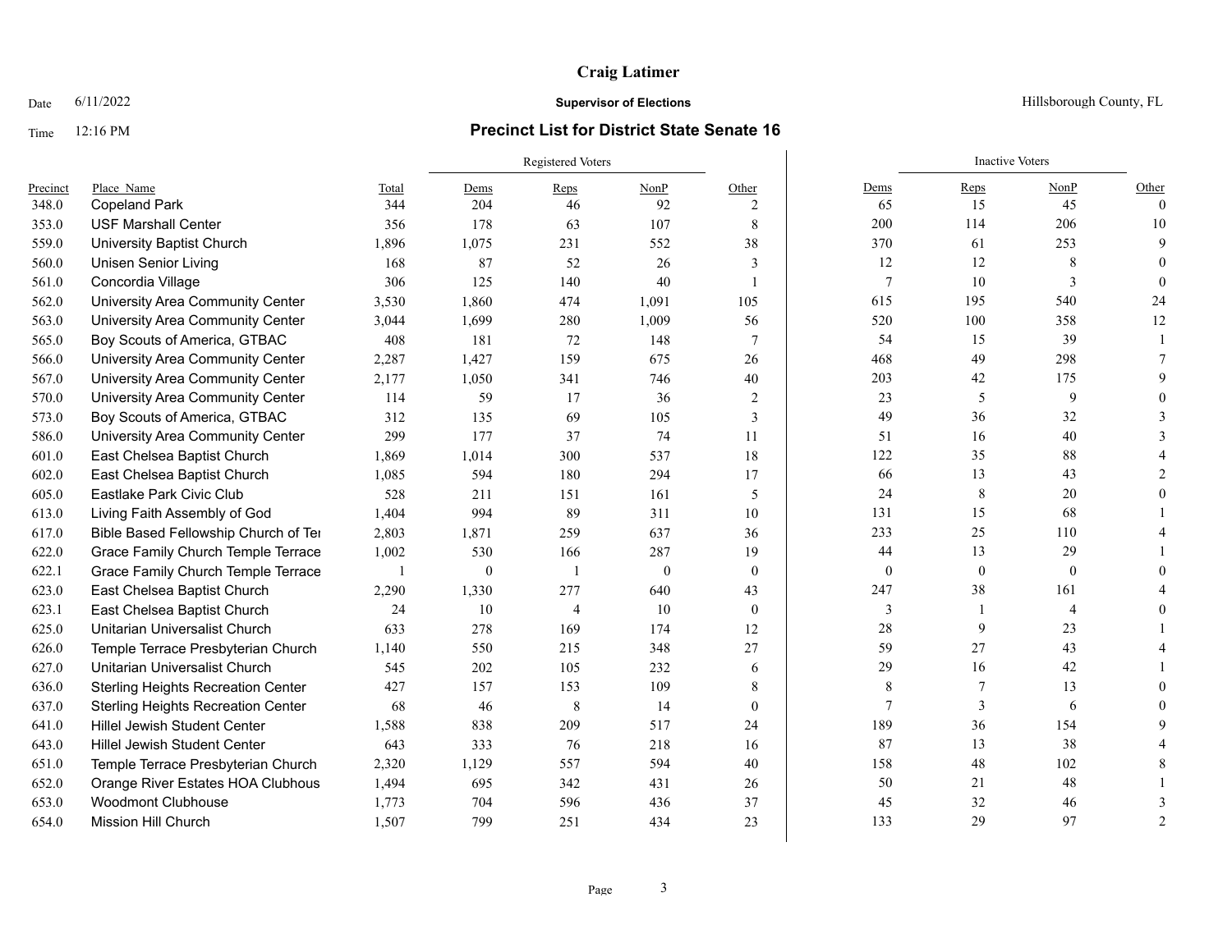# Craig Latimer

Date 6/11/2022 **Supervisor of Elections** Hillsborough County, FL

Time 12:16 PM

## Precinct List for District State Senate 16

| Precinct | Place_Name | Total | Registered Voters | | | | Inactive Voters | | | |
|---|---|---|---|---|---|---|---|---|---|---|
| | | | Dems | Reps | NonP | Other | Dems | Reps | NonP | Other |
| 348.0 | Copeland Park | 344 | 204 | 46 | 92 | 2 | 65 | 15 | 45 | 0 |
| 353.0 | USF Marshall Center | 356 | 178 | 63 | 107 | 8 | 200 | 114 | 206 | 10 |
| 559.0 | University Baptist Church | 1,896 | 1,075 | 231 | 552 | 38 | 370 | 61 | 253 | 9 |
| 560.0 | Unisen Senior Living | 168 | 87 | 52 | 26 | 3 | 12 | 12 | 8 | 0 |
| 561.0 | Concordia Village | 306 | 125 | 140 | 40 | 1 | 7 | 10 | 3 | 0 |
| 562.0 | University Area Community Center | 3,530 | 1,860 | 474 | 1,091 | 105 | 615 | 195 | 540 | 24 |
| 563.0 | University Area Community Center | 3,044 | 1,699 | 280 | 1,009 | 56 | 520 | 100 | 358 | 12 |
| 565.0 | Boy Scouts of America, GTBAC | 408 | 181 | 72 | 148 | 7 | 54 | 15 | 39 | 1 |
| 566.0 | University Area Community Center | 2,287 | 1,427 | 159 | 675 | 26 | 468 | 49 | 298 | 7 |
| 567.0 | University Area Community Center | 2,177 | 1,050 | 341 | 746 | 40 | 203 | 42 | 175 | 9 |
| 570.0 | University Area Community Center | 114 | 59 | 17 | 36 | 2 | 23 | 5 | 9 | 0 |
| 573.0 | Boy Scouts of America, GTBAC | 312 | 135 | 69 | 105 | 3 | 49 | 36 | 32 | 3 |
| 586.0 | University Area Community Center | 299 | 177 | 37 | 74 | 11 | 51 | 16 | 40 | 3 |
| 601.0 | East Chelsea Baptist Church | 1,869 | 1,014 | 300 | 537 | 18 | 122 | 35 | 88 | 4 |
| 602.0 | East Chelsea Baptist Church | 1,085 | 594 | 180 | 294 | 17 | 66 | 13 | 43 | 2 |
| 605.0 | Eastlake Park Civic Club | 528 | 211 | 151 | 161 | 5 | 24 | 8 | 20 | 0 |
| 613.0 | Living Faith Assembly of God | 1,404 | 994 | 89 | 311 | 10 | 131 | 15 | 68 | 1 |
| 617.0 | Bible Based Fellowship Church of Ter | 2,803 | 1,871 | 259 | 637 | 36 | 233 | 25 | 110 | 4 |
| 622.0 | Grace Family Church Temple Terrace | 1,002 | 530 | 166 | 287 | 19 | 44 | 13 | 29 | 1 |
| 622.1 | Grace Family Church Temple Terrace | 1 | 0 | 1 | 0 | 0 | 0 | 0 | 0 | 0 |
| 623.0 | East Chelsea Baptist Church | 2,290 | 1,330 | 277 | 640 | 43 | 247 | 38 | 161 | 4 |
| 623.1 | East Chelsea Baptist Church | 24 | 10 | 4 | 10 | 0 | 3 | 1 | 4 | 0 |
| 625.0 | Unitarian Universalist Church | 633 | 278 | 169 | 174 | 12 | 28 | 9 | 23 | 1 |
| 626.0 | Temple Terrace Presbyterian Church | 1,140 | 550 | 215 | 348 | 27 | 59 | 27 | 43 | 4 |
| 627.0 | Unitarian Universalist Church | 545 | 202 | 105 | 232 | 6 | 29 | 16 | 42 | 1 |
| 636.0 | Sterling Heights Recreation Center | 427 | 157 | 153 | 109 | 8 | 8 | 7 | 13 | 0 |
| 637.0 | Sterling Heights Recreation Center | 68 | 46 | 8 | 14 | 0 | 7 | 3 | 6 | 0 |
| 641.0 | Hillel Jewish Student Center | 1,588 | 838 | 209 | 517 | 24 | 189 | 36 | 154 | 9 |
| 643.0 | Hillel Jewish Student Center | 643 | 333 | 76 | 218 | 16 | 87 | 13 | 38 | 4 |
| 651.0 | Temple Terrace Presbyterian Church | 2,320 | 1,129 | 557 | 594 | 40 | 158 | 48 | 102 | 8 |
| 652.0 | Orange River Estates HOA Clubhous | 1,494 | 695 | 342 | 431 | 26 | 50 | 21 | 48 | 1 |
| 653.0 | Woodmont Clubhouse | 1,773 | 704 | 596 | 436 | 37 | 45 | 32 | 46 | 3 |
| 654.0 | Mission Hill Church | 1,507 | 799 | 251 | 434 | 23 | 133 | 29 | 97 | 2 |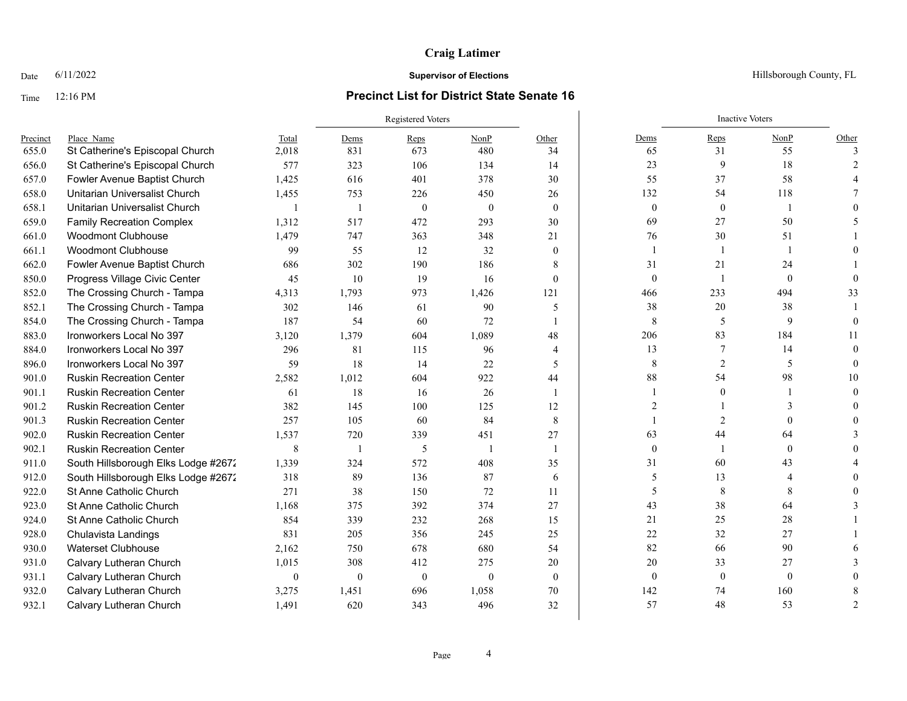# Craig Latimer

Date 6/11/2022

**Supervisor of Elections**

Hillsborough County, FL

Time 12:16 PM

## Precinct List for District State Senate 16

| Precinct | Place_Name | Total | Registered Voters | | | | Inactive Voters | | | |
|---|---|---|---|---|---|---|---|---|---|---|
| | | | Dems | Reps | NonP | Other | Dems | Reps | NonP | Other |
| 655.0 | St Catherine's Episcopal Church | 2,018 | 831 | 673 | 480 | 34 | 65 | 31 | 55 | 3 |
| 656.0 | St Catherine's Episcopal Church | 577 | 323 | 106 | 134 | 14 | 23 | 9 | 18 | 2 |
| 657.0 | Fowler Avenue Baptist Church | 1,425 | 616 | 401 | 378 | 30 | 55 | 37 | 58 | 4 |
| 658.0 | Unitarian Universalist Church | 1,455 | 753 | 226 | 450 | 26 | 132 | 54 | 118 | 7 |
| 658.1 | Unitarian Universalist Church | 1 | 1 | 0 | 0 | 0 | 0 | 0 | 1 | 0 |
| 659.0 | Family Recreation Complex | 1,312 | 517 | 472 | 293 | 30 | 69 | 27 | 50 | 5 |
| 661.0 | Woodmont Clubhouse | 1,479 | 747 | 363 | 348 | 21 | 76 | 30 | 51 | 1 |
| 661.1 | Woodmont Clubhouse | 99 | 55 | 12 | 32 | 0 | 1 | 1 | 1 | 0 |
| 662.0 | Fowler Avenue Baptist Church | 686 | 302 | 190 | 186 | 8 | 31 | 21 | 24 | 1 |
| 850.0 | Progress Village Civic Center | 45 | 10 | 19 | 16 | 0 | 0 | 1 | 0 | 0 |
| 852.0 | The Crossing Church - Tampa | 4,313 | 1,793 | 973 | 1,426 | 121 | 466 | 233 | 494 | 33 |
| 852.1 | The Crossing Church - Tampa | 302 | 146 | 61 | 90 | 5 | 38 | 20 | 38 | 1 |
| 854.0 | The Crossing Church - Tampa | 187 | 54 | 60 | 72 | 1 | 8 | 5 | 9 | 0 |
| 883.0 | Ironworkers Local No 397 | 3,120 | 1,379 | 604 | 1,089 | 48 | 206 | 83 | 184 | 11 |
| 884.0 | Ironworkers Local No 397 | 296 | 81 | 115 | 96 | 4 | 13 | 7 | 14 | 0 |
| 896.0 | Ironworkers Local No 397 | 59 | 18 | 14 | 22 | 5 | 8 | 2 | 5 | 0 |
| 901.0 | Ruskin Recreation Center | 2,582 | 1,012 | 604 | 922 | 44 | 88 | 54 | 98 | 10 |
| 901.1 | Ruskin Recreation Center | 61 | 18 | 16 | 26 | 1 | 1 | 0 | 1 | 0 |
| 901.2 | Ruskin Recreation Center | 382 | 145 | 100 | 125 | 12 | 2 | 1 | 3 | 0 |
| 901.3 | Ruskin Recreation Center | 257 | 105 | 60 | 84 | 8 | 1 | 2 | 0 | 0 |
| 902.0 | Ruskin Recreation Center | 1,537 | 720 | 339 | 451 | 27 | 63 | 44 | 64 | 3 |
| 902.1 | Ruskin Recreation Center | 8 | 1 | 5 | 1 | 1 | 0 | 1 | 0 | 0 |
| 911.0 | South Hillsborough Elks Lodge #2672 | 1,339 | 324 | 572 | 408 | 35 | 31 | 60 | 43 | 4 |
| 912.0 | South Hillsborough Elks Lodge #2672 | 318 | 89 | 136 | 87 | 6 | 5 | 13 | 4 | 0 |
| 922.0 | St Anne Catholic Church | 271 | 38 | 150 | 72 | 11 | 5 | 8 | 8 | 0 |
| 923.0 | St Anne Catholic Church | 1,168 | 375 | 392 | 374 | 27 | 43 | 38 | 64 | 3 |
| 924.0 | St Anne Catholic Church | 854 | 339 | 232 | 268 | 15 | 21 | 25 | 28 | 1 |
| 928.0 | Chulavista Landings | 831 | 205 | 356 | 245 | 25 | 22 | 32 | 27 | 1 |
| 930.0 | Waterset Clubhouse | 2,162 | 750 | 678 | 680 | 54 | 82 | 66 | 90 | 6 |
| 931.0 | Calvary Lutheran Church | 1,015 | 308 | 412 | 275 | 20 | 20 | 33 | 27 | 3 |
| 931.1 | Calvary Lutheran Church | 0 | 0 | 0 | 0 | 0 | 0 | 0 | 0 | 0 |
| 932.0 | Calvary Lutheran Church | 3,275 | 1,451 | 696 | 1,058 | 70 | 142 | 74 | 160 | 8 |
| 932.1 | Calvary Lutheran Church | 1,491 | 620 | 343 | 496 | 32 | 57 | 48 | 53 | 2 |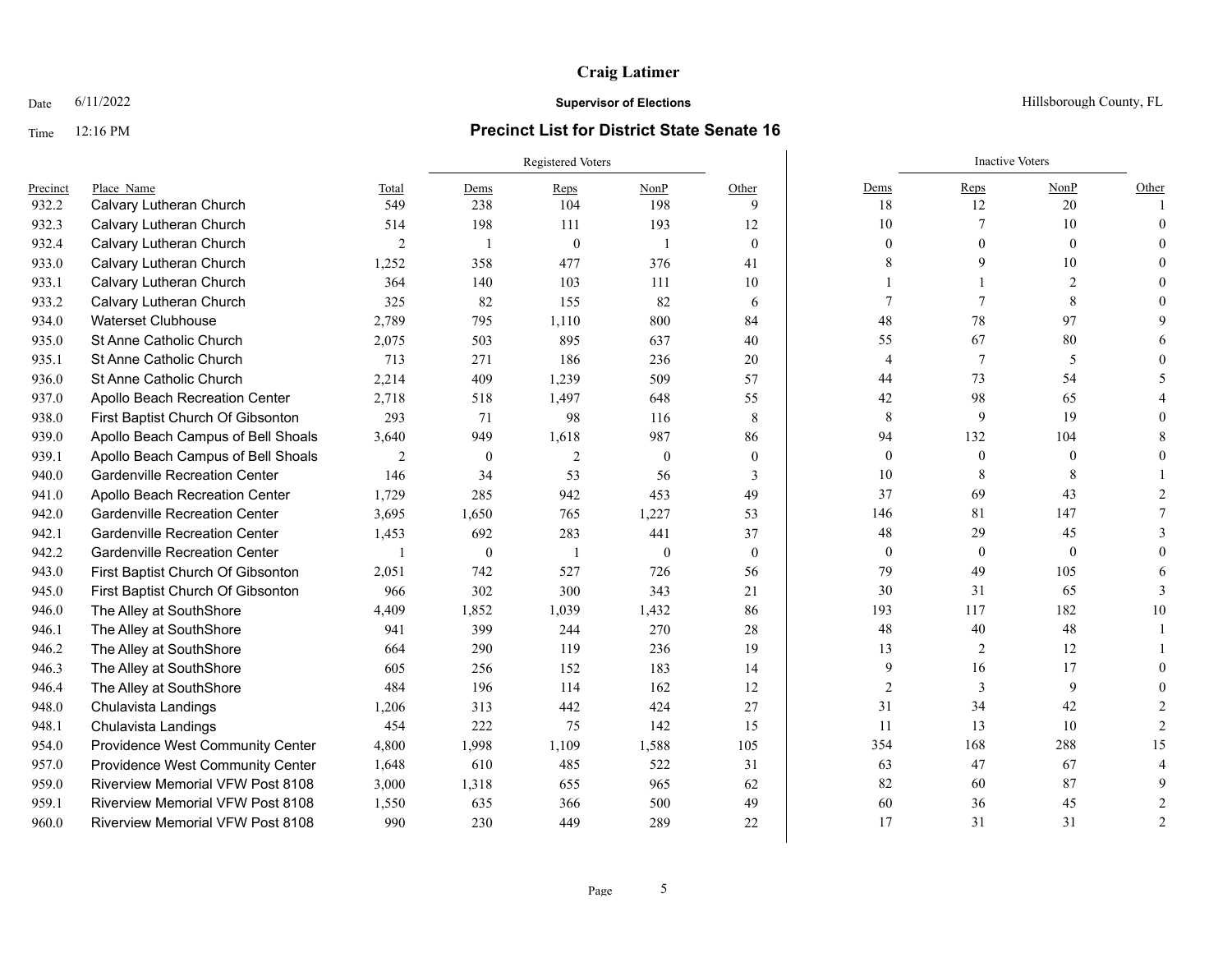# Craig Latimer

Date 6/11/2022 **Supervisor of Elections** Hillsborough County, FL

Time 12:16 PM **Precinct List for District State Senate 16**

| Precinct | Place Name | Total | Registered Voters | | | | Inactive Voters | | | |
|---|---|---|---|---|---|---|---|---|---|---|
| | | | Dems | Reps | NonP | Other | Dems | Reps | NonP | Other |
| 932.2 | Calvary Lutheran Church | 549 | 238 | 104 | 198 | 9 | 18 | 12 | 20 | 1 |
| 932.3 | Calvary Lutheran Church | 514 | 198 | 111 | 193 | 12 | 10 | 7 | 10 | 0 |
| 932.4 | Calvary Lutheran Church | 2 | 1 | 0 | 1 | 0 | 0 | 0 | 0 | 0 |
| 933.0 | Calvary Lutheran Church | 1,252 | 358 | 477 | 376 | 41 | 8 | 9 | 10 | 0 |
| 933.1 | Calvary Lutheran Church | 364 | 140 | 103 | 111 | 10 | 1 | 1 | 2 | 0 |
| 933.2 | Calvary Lutheran Church | 325 | 82 | 155 | 82 | 6 | 7 | 7 | 8 | 0 |
| 934.0 | Waterset Clubhouse | 2,789 | 795 | 1,110 | 800 | 84 | 48 | 78 | 97 | 9 |
| 935.0 | St Anne Catholic Church | 2,075 | 503 | 895 | 637 | 40 | 55 | 67 | 80 | 6 |
| 935.1 | St Anne Catholic Church | 713 | 271 | 186 | 236 | 20 | 4 | 7 | 5 | 0 |
| 936.0 | St Anne Catholic Church | 2,214 | 409 | 1,239 | 509 | 57 | 44 | 73 | 54 | 5 |
| 937.0 | Apollo Beach Recreation Center | 2,718 | 518 | 1,497 | 648 | 55 | 42 | 98 | 65 | 4 |
| 938.0 | First Baptist Church Of Gibsonton | 293 | 71 | 98 | 116 | 8 | 8 | 9 | 19 | 0 |
| 939.0 | Apollo Beach Campus of Bell Shoals | 3,640 | 949 | 1,618 | 987 | 86 | 94 | 132 | 104 | 8 |
| 939.1 | Apollo Beach Campus of Bell Shoals | 2 | 0 | 2 | 0 | 0 | 0 | 0 | 0 | 0 |
| 940.0 | Gardenville Recreation Center | 146 | 34 | 53 | 56 | 3 | 10 | 8 | 8 | 1 |
| 941.0 | Apollo Beach Recreation Center | 1,729 | 285 | 942 | 453 | 49 | 37 | 69 | 43 | 2 |
| 942.0 | Gardenville Recreation Center | 3,695 | 1,650 | 765 | 1,227 | 53 | 146 | 81 | 147 | 7 |
| 942.1 | Gardenville Recreation Center | 1,453 | 692 | 283 | 441 | 37 | 48 | 29 | 45 | 3 |
| 942.2 | Gardenville Recreation Center | 1 | 0 | 1 | 0 | 0 | 0 | 0 | 0 | 0 |
| 943.0 | First Baptist Church Of Gibsonton | 2,051 | 742 | 527 | 726 | 56 | 79 | 49 | 105 | 6 |
| 945.0 | First Baptist Church Of Gibsonton | 966 | 302 | 300 | 343 | 21 | 30 | 31 | 65 | 3 |
| 946.0 | The Alley at SouthShore | 4,409 | 1,852 | 1,039 | 1,432 | 86 | 193 | 117 | 182 | 10 |
| 946.1 | The Alley at SouthShore | 941 | 399 | 244 | 270 | 28 | 48 | 40 | 48 | 1 |
| 946.2 | The Alley at SouthShore | 664 | 290 | 119 | 236 | 19 | 13 | 2 | 12 | 1 |
| 946.3 | The Alley at SouthShore | 605 | 256 | 152 | 183 | 14 | 9 | 16 | 17 | 0 |
| 946.4 | The Alley at SouthShore | 484 | 196 | 114 | 162 | 12 | 2 | 3 | 9 | 0 |
| 948.0 | Chulavista Landings | 1,206 | 313 | 442 | 424 | 27 | 31 | 34 | 42 | 2 |
| 948.1 | Chulavista Landings | 454 | 222 | 75 | 142 | 15 | 11 | 13 | 10 | 2 |
| 954.0 | Providence West Community Center | 4,800 | 1,998 | 1,109 | 1,588 | 105 | 354 | 168 | 288 | 15 |
| 957.0 | Providence West Community Center | 1,648 | 610 | 485 | 522 | 31 | 63 | 47 | 67 | 4 |
| 959.0 | Riverview Memorial VFW Post 8108 | 3,000 | 1,318 | 655 | 965 | 62 | 82 | 60 | 87 | 9 |
| 959.1 | Riverview Memorial VFW Post 8108 | 1,550 | 635 | 366 | 500 | 49 | 60 | 36 | 45 | 2 |
| 960.0 | Riverview Memorial VFW Post 8108 | 990 | 230 | 449 | 289 | 22 | 17 | 31 | 31 | 2 |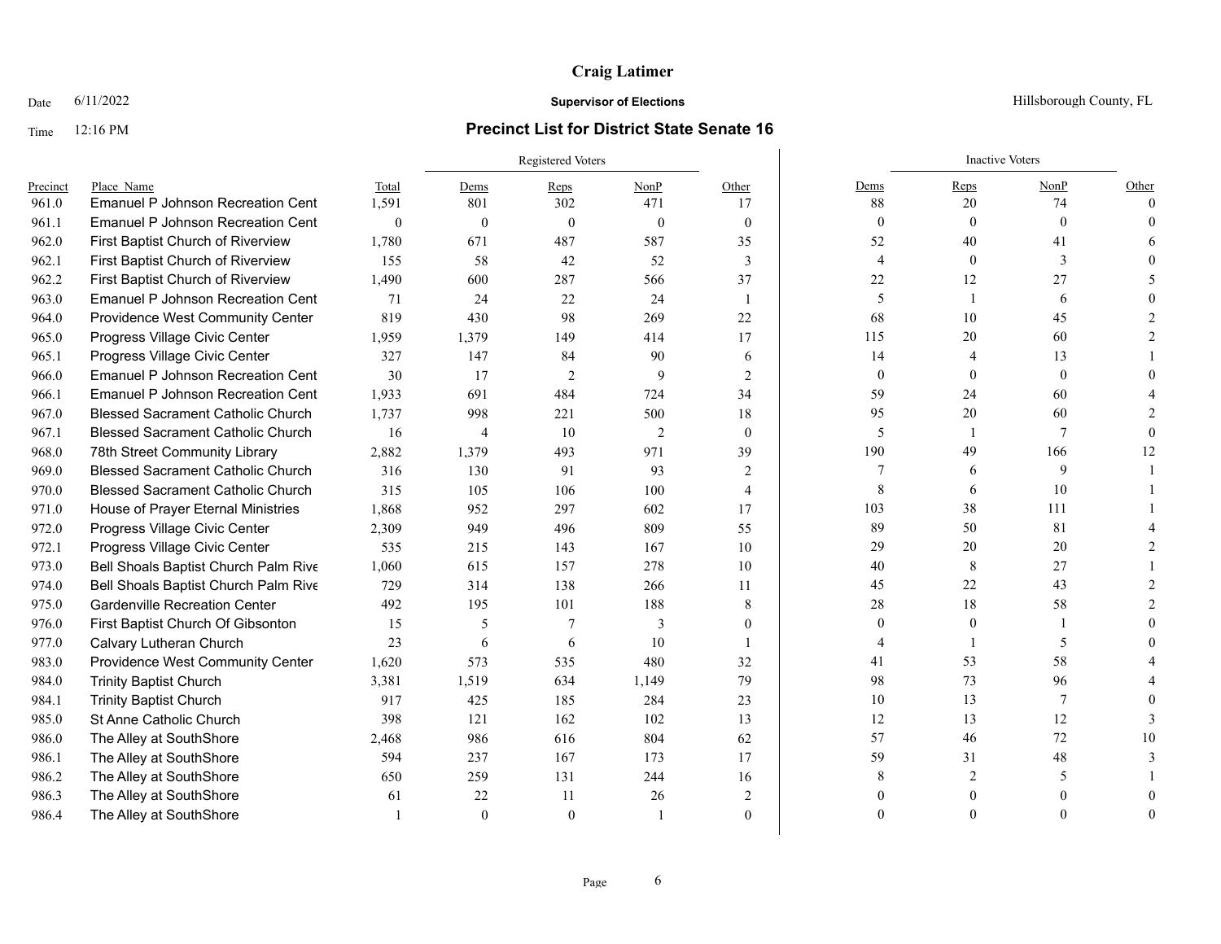# Craig Latimer

Date 6/11/2022 **Supervisor of Elections** Hillsborough County, FL

Time 12:16 PM **Precinct List for District State Senate 16**

| Precinct | Place Name | Total | Registered Voters | | | | Inactive Voters | | | |
|---|---|---|---|---|---|---|---|---|---|---|
| | | | Dems | Reps | NonP | Other | Dems | Reps | NonP | Other |
| 961.0 | Emanuel P Johnson Recreation Cent | 1,591 | 801 | 302 | 471 | 17 | 88 | 20 | 74 | 0 |
| 961.1 | Emanuel P Johnson Recreation Cent | 0 | 0 | 0 | 0 | 0 | 0 | 0 | 0 | 0 |
| 962.0 | First Baptist Church of Riverview | 1,780 | 671 | 487 | 587 | 35 | 52 | 40 | 41 | 6 |
| 962.1 | First Baptist Church of Riverview | 155 | 58 | 42 | 52 | 3 | 4 | 0 | 3 | 0 |
| 962.2 | First Baptist Church of Riverview | 1,490 | 600 | 287 | 566 | 37 | 22 | 12 | 27 | 5 |
| 963.0 | Emanuel P Johnson Recreation Cent | 71 | 24 | 22 | 24 | 1 | 5 | 1 | 6 | 0 |
| 964.0 | Providence West Community Center | 819 | 430 | 98 | 269 | 22 | 68 | 10 | 45 | 2 |
| 965.0 | Progress Village Civic Center | 1,959 | 1,379 | 149 | 414 | 17 | 115 | 20 | 60 | 2 |
| 965.1 | Progress Village Civic Center | 327 | 147 | 84 | 90 | 6 | 14 | 4 | 13 | 1 |
| 966.0 | Emanuel P Johnson Recreation Cent | 30 | 17 | 2 | 9 | 2 | 0 | 0 | 0 | 0 |
| 966.1 | Emanuel P Johnson Recreation Cent | 1,933 | 691 | 484 | 724 | 34 | 59 | 24 | 60 | 4 |
| 967.0 | Blessed Sacrament Catholic Church | 1,737 | 998 | 221 | 500 | 18 | 95 | 20 | 60 | 2 |
| 967.1 | Blessed Sacrament Catholic Church | 16 | 4 | 10 | 2 | 0 | 5 | 1 | 7 | 0 |
| 968.0 | 78th Street Community Library | 2,882 | 1,379 | 493 | 971 | 39 | 190 | 49 | 166 | 12 |
| 969.0 | Blessed Sacrament Catholic Church | 316 | 130 | 91 | 93 | 2 | 7 | 6 | 9 | 1 |
| 970.0 | Blessed Sacrament Catholic Church | 315 | 105 | 106 | 100 | 4 | 8 | 6 | 10 | 1 |
| 971.0 | House of Prayer Eternal Ministries | 1,868 | 952 | 297 | 602 | 17 | 103 | 38 | 111 | 1 |
| 972.0 | Progress Village Civic Center | 2,309 | 949 | 496 | 809 | 55 | 89 | 50 | 81 | 4 |
| 972.1 | Progress Village Civic Center | 535 | 215 | 143 | 167 | 10 | 29 | 20 | 20 | 2 |
| 973.0 | Bell Shoals Baptist Church Palm Rive | 1,060 | 615 | 157 | 278 | 10 | 40 | 8 | 27 | 1 |
| 974.0 | Bell Shoals Baptist Church Palm Rive | 729 | 314 | 138 | 266 | 11 | 45 | 22 | 43 | 2 |
| 975.0 | Gardenville Recreation Center | 492 | 195 | 101 | 188 | 8 | 28 | 18 | 58 | 2 |
| 976.0 | First Baptist Church Of Gibsonton | 15 | 5 | 7 | 3 | 0 | 0 | 0 | 1 | 0 |
| 977.0 | Calvary Lutheran Church | 23 | 6 | 6 | 10 | 1 | 4 | 1 | 5 | 0 |
| 983.0 | Providence West Community Center | 1,620 | 573 | 535 | 480 | 32 | 41 | 53 | 58 | 4 |
| 984.0 | Trinity Baptist Church | 3,381 | 1,519 | 634 | 1,149 | 79 | 98 | 73 | 96 | 4 |
| 984.1 | Trinity Baptist Church | 917 | 425 | 185 | 284 | 23 | 10 | 13 | 7 | 0 |
| 985.0 | St Anne Catholic Church | 398 | 121 | 162 | 102 | 13 | 12 | 13 | 12 | 3 |
| 986.0 | The Alley at SouthShore | 2,468 | 986 | 616 | 804 | 62 | 57 | 46 | 72 | 10 |
| 986.1 | The Alley at SouthShore | 594 | 237 | 167 | 173 | 17 | 59 | 31 | 48 | 3 |
| 986.2 | The Alley at SouthShore | 650 | 259 | 131 | 244 | 16 | 8 | 2 | 5 | 1 |
| 986.3 | The Alley at SouthShore | 61 | 22 | 11 | 26 | 2 | 0 | 0 | 0 | 0 |
| 986.4 | The Alley at SouthShore | 1 | 0 | 0 | 1 | 0 | 0 | 0 | 0 | 0 |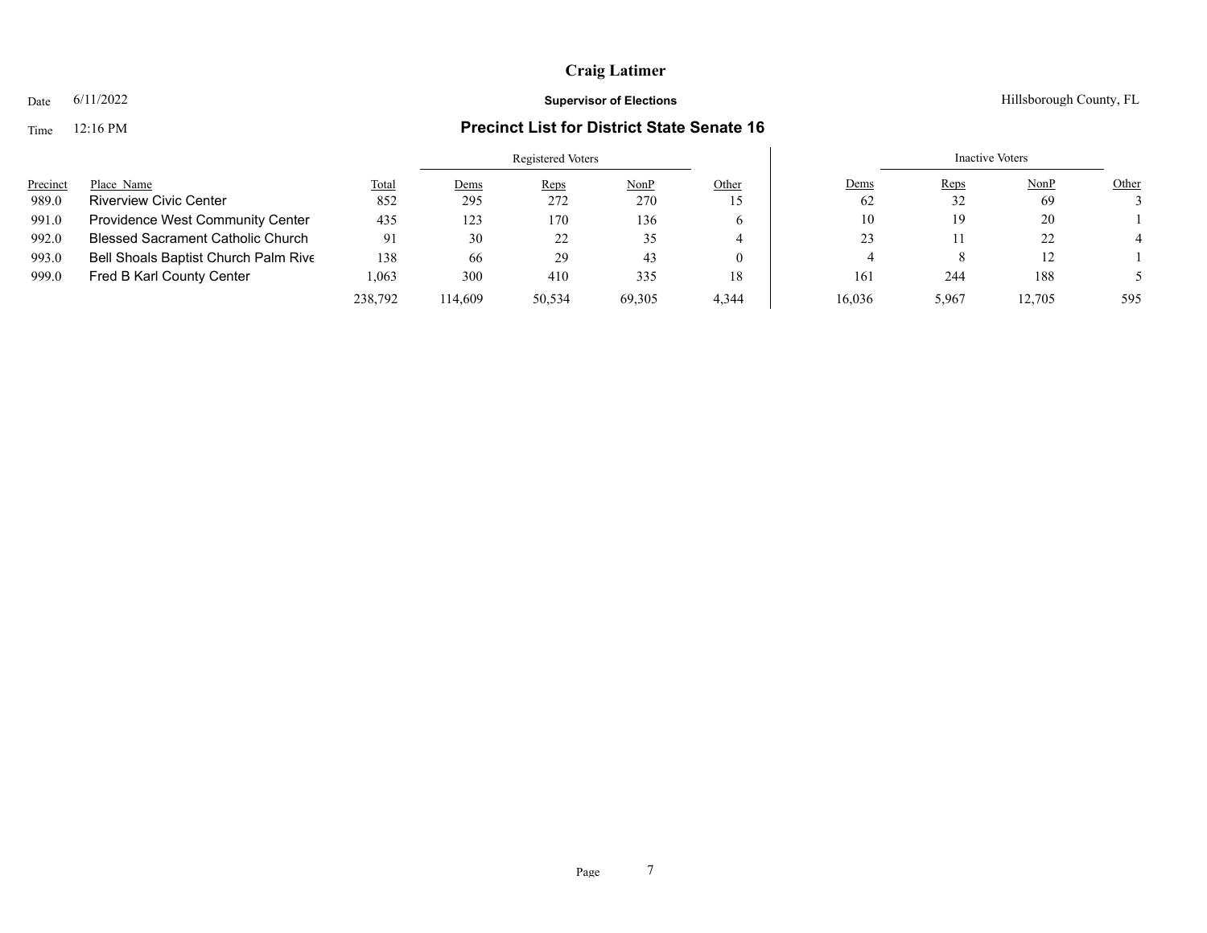**Craig Latimer**

Date 6/11/2022 **Supervisor of Elections** Hillsborough County, FL

Time 12:16 PM

## Precinct List for District State Senate 16

| | | | Registered Voters | | | | Inactive Voters | | | |
|---|---|---|---|---|---|---|---|---|---|---|
| Precinct | Place Name | Total | Dems | Reps | NonP | Other | Dems | Reps | NonP | Other |
| 989.0 | Riverview Civic Center | 852 | 295 | 272 | 270 | 15 | 62 | 32 | 69 | 3 |
| 991.0 | Providence West Community Center | 435 | 123 | 170 | 136 | 6 | 10 | 19 | 20 | 1 |
| 992.0 | Blessed Sacrament Catholic Church | 91 | 30 | 22 | 35 | 4 | 23 | 11 | 22 | 4 |
| 993.0 | Bell Shoals Baptist Church Palm Rive | 138 | 66 | 29 | 43 | 0 | 4 | 8 | 12 | 1 |
| 999.0 | Fred B Karl County Center | 1,063 | 300 | 410 | 335 | 18 | 161 | 244 | 188 | 5 |
| | | 238,792 | 114,609 | 50,534 | 69,305 | 4,344 | 16,036 | 5,967 | 12,705 | 595 |